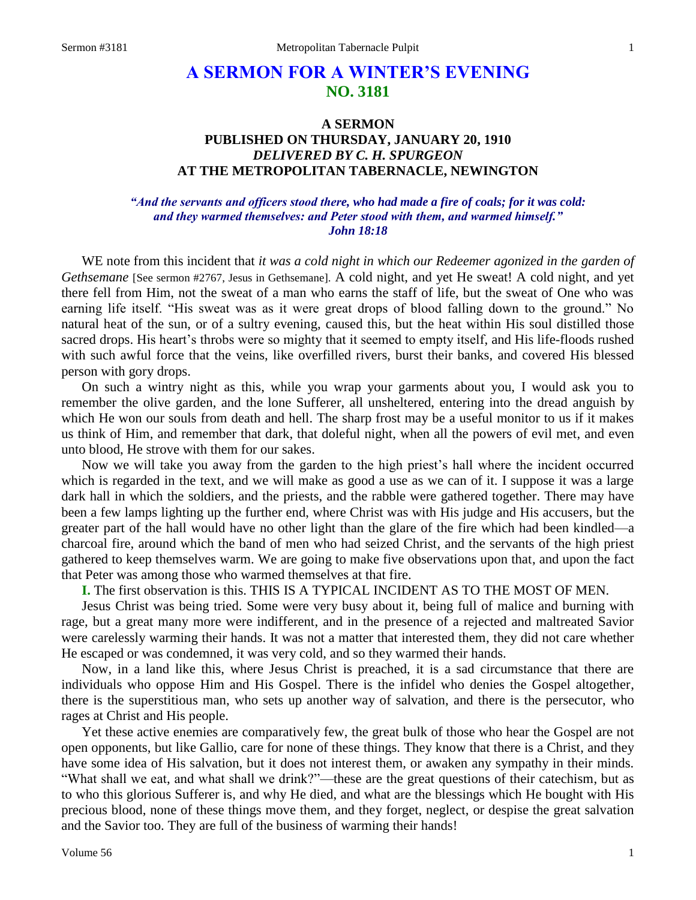# A SERMON FOR A WINTER'S EVENING
## NO. 3181

### A SERMON
### PUBLISHED ON THURSDAY, JANUARY 20, 1910
### *DELIVERED BY C. H. SPURGEON*
### AT THE METROPOLITAN TABERNACLE, NEWINGTON

***"And the servants and officers stood there, who had made a fire of coals; for it was cold: and they warmed themselves: and Peter stood with them, and warmed himself." John 18:18***

WE note from this incident that *it was a cold night in which our Redeemer agonized in the garden of Gethsemane* [See sermon #2767, Jesus in Gethsemane]. A cold night, and yet He sweat! A cold night, and yet there fell from Him, not the sweat of a man who earns the staff of life, but the sweat of One who was earning life itself. "His sweat was as it were great drops of blood falling down to the ground." No natural heat of the sun, or of a sultry evening, caused this, but the heat within His soul distilled those sacred drops. His heart's throbs were so mighty that it seemed to empty itself, and His life-floods rushed with such awful force that the veins, like overfilled rivers, burst their banks, and covered His blessed person with gory drops.

On such a wintry night as this, while you wrap your garments about you, I would ask you to remember the olive garden, and the lone Sufferer, all unsheltered, entering into the dread anguish by which He won our souls from death and hell. The sharp frost may be a useful monitor to us if it makes us think of Him, and remember that dark, that doleful night, when all the powers of evil met, and even unto blood, He strove with them for our sakes.

Now we will take you away from the garden to the high priest's hall where the incident occurred which is regarded in the text, and we will make as good a use as we can of it. I suppose it was a large dark hall in which the soldiers, and the priests, and the rabble were gathered together. There may have been a few lamps lighting up the further end, where Christ was with His judge and His accusers, but the greater part of the hall would have no other light than the glare of the fire which had been kindled—a charcoal fire, around which the band of men who had seized Christ, and the servants of the high priest gathered to keep themselves warm. We are going to make five observations upon that, and upon the fact that Peter was among those who warmed themselves at that fire.

**I.** The first observation is this. THIS IS A TYPICAL INCIDENT AS TO THE MOST OF MEN.

Jesus Christ was being tried. Some were very busy about it, being full of malice and burning with rage, but a great many more were indifferent, and in the presence of a rejected and maltreated Savior were carelessly warming their hands. It was not a matter that interested them, they did not care whether He escaped or was condemned, it was very cold, and so they warmed their hands.

Now, in a land like this, where Jesus Christ is preached, it is a sad circumstance that there are individuals who oppose Him and His Gospel. There is the infidel who denies the Gospel altogether, there is the superstitious man, who sets up another way of salvation, and there is the persecutor, who rages at Christ and His people.

Yet these active enemies are comparatively few, the great bulk of those who hear the Gospel are not open opponents, but like Gallio, care for none of these things. They know that there is a Christ, and they have some idea of His salvation, but it does not interest them, or awaken any sympathy in their minds. "What shall we eat, and what shall we drink?"—these are the great questions of their catechism, but as to who this glorious Sufferer is, and why He died, and what are the blessings which He bought with His precious blood, none of these things move them, and they forget, neglect, or despise the great salvation and the Savior too. They are full of the business of warming their hands!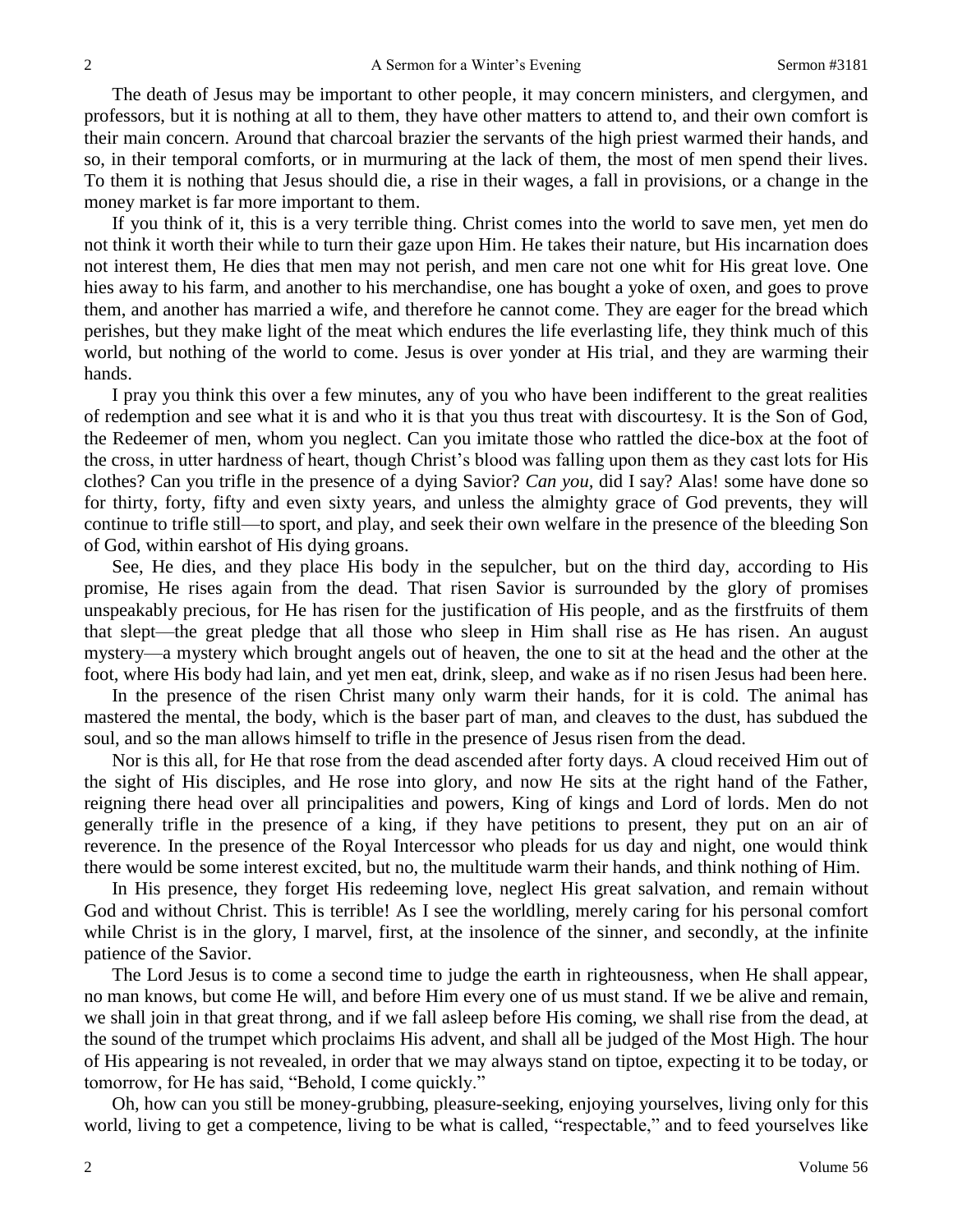The death of Jesus may be important to other people, it may concern ministers, and clergymen, and professors, but it is nothing at all to them, they have other matters to attend to, and their own comfort is their main concern. Around that charcoal brazier the servants of the high priest warmed their hands, and so, in their temporal comforts, or in murmuring at the lack of them, the most of men spend their lives. To them it is nothing that Jesus should die, a rise in their wages, a fall in provisions, or a change in the money market is far more important to them.

If you think of it, this is a very terrible thing. Christ comes into the world to save men, yet men do not think it worth their while to turn their gaze upon Him. He takes their nature, but His incarnation does not interest them, He dies that men may not perish, and men care not one whit for His great love. One hies away to his farm, and another to his merchandise, one has bought a yoke of oxen, and goes to prove them, and another has married a wife, and therefore he cannot come. They are eager for the bread which perishes, but they make light of the meat which endures the life everlasting life, they think much of this world, but nothing of the world to come. Jesus is over yonder at His trial, and they are warming their hands.

I pray you think this over a few minutes, any of you who have been indifferent to the great realities of redemption and see what it is and who it is that you thus treat with discourtesy. It is the Son of God, the Redeemer of men, whom you neglect. Can you imitate those who rattled the dice-box at the foot of the cross, in utter hardness of heart, though Christ's blood was falling upon them as they cast lots for His clothes? Can you trifle in the presence of a dying Savior? *Can you,* did I say? Alas! some have done so for thirty, forty, fifty and even sixty years, and unless the almighty grace of God prevents, they will continue to trifle still—to sport, and play, and seek their own welfare in the presence of the bleeding Son of God, within earshot of His dying groans.

See, He dies, and they place His body in the sepulcher, but on the third day, according to His promise, He rises again from the dead. That risen Savior is surrounded by the glory of promises unspeakably precious, for He has risen for the justification of His people, and as the firstfruits of them that slept—the great pledge that all those who sleep in Him shall rise as He has risen. An august mystery—a mystery which brought angels out of heaven, the one to sit at the head and the other at the foot, where His body had lain, and yet men eat, drink, sleep, and wake as if no risen Jesus had been here.

In the presence of the risen Christ many only warm their hands, for it is cold. The animal has mastered the mental, the body, which is the baser part of man, and cleaves to the dust, has subdued the soul, and so the man allows himself to trifle in the presence of Jesus risen from the dead.

Nor is this all, for He that rose from the dead ascended after forty days. A cloud received Him out of the sight of His disciples, and He rose into glory, and now He sits at the right hand of the Father, reigning there head over all principalities and powers, King of kings and Lord of lords. Men do not generally trifle in the presence of a king, if they have petitions to present, they put on an air of reverence. In the presence of the Royal Intercessor who pleads for us day and night, one would think there would be some interest excited, but no, the multitude warm their hands, and think nothing of Him.

In His presence, they forget His redeeming love, neglect His great salvation, and remain without God and without Christ. This is terrible! As I see the worldling, merely caring for his personal comfort while Christ is in the glory, I marvel, first, at the insolence of the sinner, and secondly, at the infinite patience of the Savior.

The Lord Jesus is to come a second time to judge the earth in righteousness, when He shall appear, no man knows, but come He will, and before Him every one of us must stand. If we be alive and remain, we shall join in that great throng, and if we fall asleep before His coming, we shall rise from the dead, at the sound of the trumpet which proclaims His advent, and shall all be judged of the Most High. The hour of His appearing is not revealed, in order that we may always stand on tiptoe, expecting it to be today, or tomorrow, for He has said, "Behold, I come quickly."

Oh, how can you still be money-grubbing, pleasure-seeking, enjoying yourselves, living only for this world, living to get a competence, living to be what is called, "respectable," and to feed yourselves like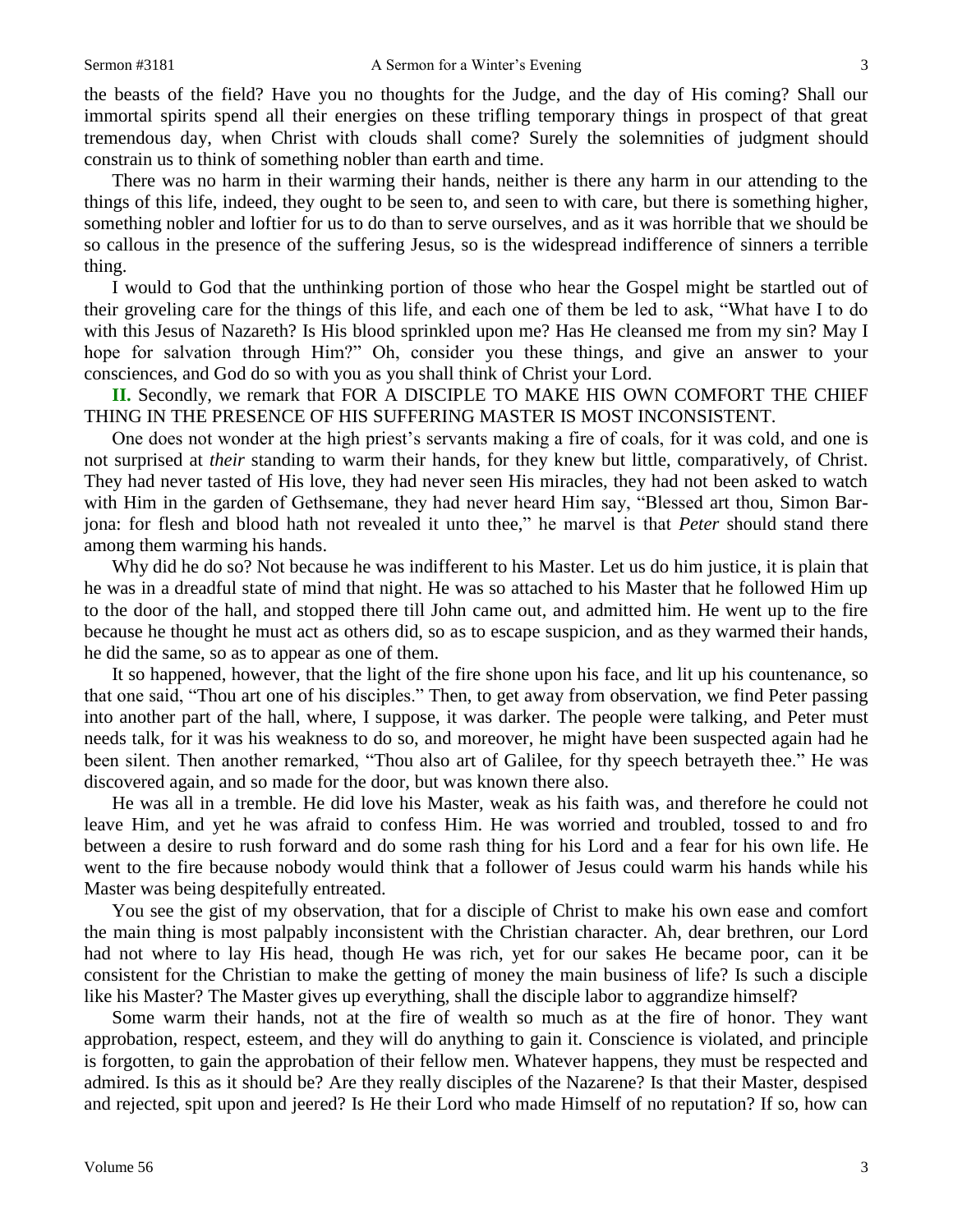the beasts of the field? Have you no thoughts for the Judge, and the day of His coming? Shall our immortal spirits spend all their energies on these trifling temporary things in prospect of that great tremendous day, when Christ with clouds shall come? Surely the solemnities of judgment should constrain us to think of something nobler than earth and time.

There was no harm in their warming their hands, neither is there any harm in our attending to the things of this life, indeed, they ought to be seen to, and seen to with care, but there is something higher, something nobler and loftier for us to do than to serve ourselves, and as it was horrible that we should be so callous in the presence of the suffering Jesus, so is the widespread indifference of sinners a terrible thing.

I would to God that the unthinking portion of those who hear the Gospel might be startled out of their groveling care for the things of this life, and each one of them be led to ask, "What have I to do with this Jesus of Nazareth? Is His blood sprinkled upon me? Has He cleansed me from my sin? May I hope for salvation through Him?" Oh, consider you these things, and give an answer to your consciences, and God do so with you as you shall think of Christ your Lord.

**II.** Secondly, we remark that FOR A DISCIPLE TO MAKE HIS OWN COMFORT THE CHIEF THING IN THE PRESENCE OF HIS SUFFERING MASTER IS MOST INCONSISTENT.

One does not wonder at the high priest's servants making a fire of coals, for it was cold, and one is not surprised at *their* standing to warm their hands, for they knew but little, comparatively, of Christ. They had never tasted of His love, they had never seen His miracles, they had not been asked to watch with Him in the garden of Gethsemane, they had never heard Him say, "Blessed art thou, Simon Bar-jona: for flesh and blood hath not revealed it unto thee," he marvel is that *Peter* should stand there among them warming his hands.

Why did he do so? Not because he was indifferent to his Master. Let us do him justice, it is plain that he was in a dreadful state of mind that night. He was so attached to his Master that he followed Him up to the door of the hall, and stopped there till John came out, and admitted him. He went up to the fire because he thought he must act as others did, so as to escape suspicion, and as they warmed their hands, he did the same, so as to appear as one of them.

It so happened, however, that the light of the fire shone upon his face, and lit up his countenance, so that one said, "Thou art one of his disciples." Then, to get away from observation, we find Peter passing into another part of the hall, where, I suppose, it was darker. The people were talking, and Peter must needs talk, for it was his weakness to do so, and moreover, he might have been suspected again had he been silent. Then another remarked, "Thou also art of Galilee, for thy speech betrayeth thee." He was discovered again, and so made for the door, but was known there also.

He was all in a tremble. He did love his Master, weak as his faith was, and therefore he could not leave Him, and yet he was afraid to confess Him. He was worried and troubled, tossed to and fro between a desire to rush forward and do some rash thing for his Lord and a fear for his own life. He went to the fire because nobody would think that a follower of Jesus could warm his hands while his Master was being despitefully entreated.

You see the gist of my observation, that for a disciple of Christ to make his own ease and comfort the main thing is most palpably inconsistent with the Christian character. Ah, dear brethren, our Lord had not where to lay His head, though He was rich, yet for our sakes He became poor, can it be consistent for the Christian to make the getting of money the main business of life? Is such a disciple like his Master? The Master gives up everything, shall the disciple labor to aggrandize himself?

Some warm their hands, not at the fire of wealth so much as at the fire of honor. They want approbation, respect, esteem, and they will do anything to gain it. Conscience is violated, and principle is forgotten, to gain the approbation of their fellow men. Whatever happens, they must be respected and admired. Is this as it should be? Are they really disciples of the Nazarene? Is that their Master, despised and rejected, spit upon and jeered? Is He their Lord who made Himself of no reputation? If so, how can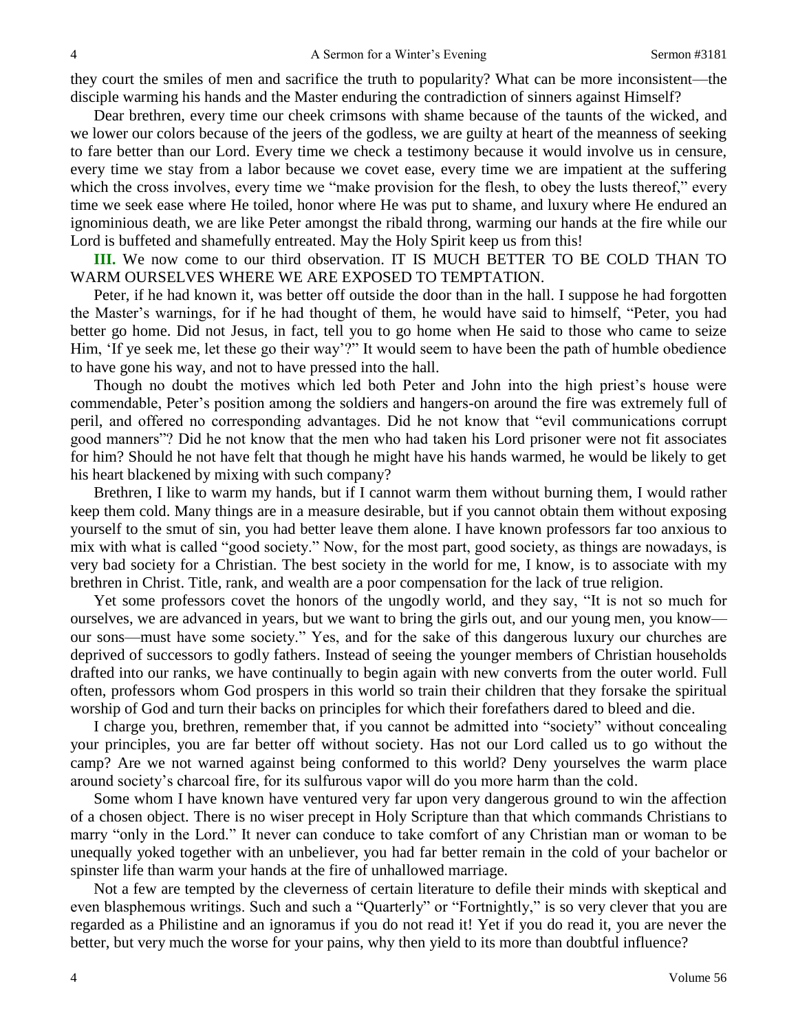they court the smiles of men and sacrifice the truth to popularity? What can be more inconsistent—the disciple warming his hands and the Master enduring the contradiction of sinners against Himself?

Dear brethren, every time our cheek crimsons with shame because of the taunts of the wicked, and we lower our colors because of the jeers of the godless, we are guilty at heart of the meanness of seeking to fare better than our Lord. Every time we check a testimony because it would involve us in censure, every time we stay from a labor because we covet ease, every time we are impatient at the suffering which the cross involves, every time we "make provision for the flesh, to obey the lusts thereof," every time we seek ease where He toiled, honor where He was put to shame, and luxury where He endured an ignominious death, we are like Peter amongst the ribald throng, warming our hands at the fire while our Lord is buffeted and shamefully entreated. May the Holy Spirit keep us from this!

**III.** We now come to our third observation. IT IS MUCH BETTER TO BE COLD THAN TO WARM OURSELVES WHERE WE ARE EXPOSED TO TEMPTATION.

Peter, if he had known it, was better off outside the door than in the hall. I suppose he had forgotten the Master's warnings, for if he had thought of them, he would have said to himself, "Peter, you had better go home. Did not Jesus, in fact, tell you to go home when He said to those who came to seize Him, 'If ye seek me, let these go their way'?" It would seem to have been the path of humble obedience to have gone his way, and not to have pressed into the hall.

Though no doubt the motives which led both Peter and John into the high priest's house were commendable, Peter's position among the soldiers and hangers-on around the fire was extremely full of peril, and offered no corresponding advantages. Did he not know that "evil communications corrupt good manners"? Did he not know that the men who had taken his Lord prisoner were not fit associates for him? Should he not have felt that though he might have his hands warmed, he would be likely to get his heart blackened by mixing with such company?

Brethren, I like to warm my hands, but if I cannot warm them without burning them, I would rather keep them cold. Many things are in a measure desirable, but if you cannot obtain them without exposing yourself to the smut of sin, you had better leave them alone. I have known professors far too anxious to mix with what is called "good society." Now, for the most part, good society, as things are nowadays, is very bad society for a Christian. The best society in the world for me, I know, is to associate with my brethren in Christ. Title, rank, and wealth are a poor compensation for the lack of true religion.

Yet some professors covet the honors of the ungodly world, and they say, "It is not so much for ourselves, we are advanced in years, but we want to bring the girls out, and our young men, you know—our sons—must have some society." Yes, and for the sake of this dangerous luxury our churches are deprived of successors to godly fathers. Instead of seeing the younger members of Christian households drafted into our ranks, we have continually to begin again with new converts from the outer world. Full often, professors whom God prospers in this world so train their children that they forsake the spiritual worship of God and turn their backs on principles for which their forefathers dared to bleed and die.

I charge you, brethren, remember that, if you cannot be admitted into "society" without concealing your principles, you are far better off without society. Has not our Lord called us to go without the camp? Are we not warned against being conformed to this world? Deny yourselves the warm place around society's charcoal fire, for its sulfurous vapor will do you more harm than the cold.

Some whom I have known have ventured very far upon very dangerous ground to win the affection of a chosen object. There is no wiser precept in Holy Scripture than that which commands Christians to marry "only in the Lord." It never can conduce to take comfort of any Christian man or woman to be unequally yoked together with an unbeliever, you had far better remain in the cold of your bachelor or spinster life than warm your hands at the fire of unhallowed marriage.

Not a few are tempted by the cleverness of certain literature to defile their minds with skeptical and even blasphemous writings. Such and such a "Quarterly" or "Fortnightly," is so very clever that you are regarded as a Philistine and an ignoramus if you do not read it! Yet if you do read it, you are never the better, but very much the worse for your pains, why then yield to its more than doubtful influence?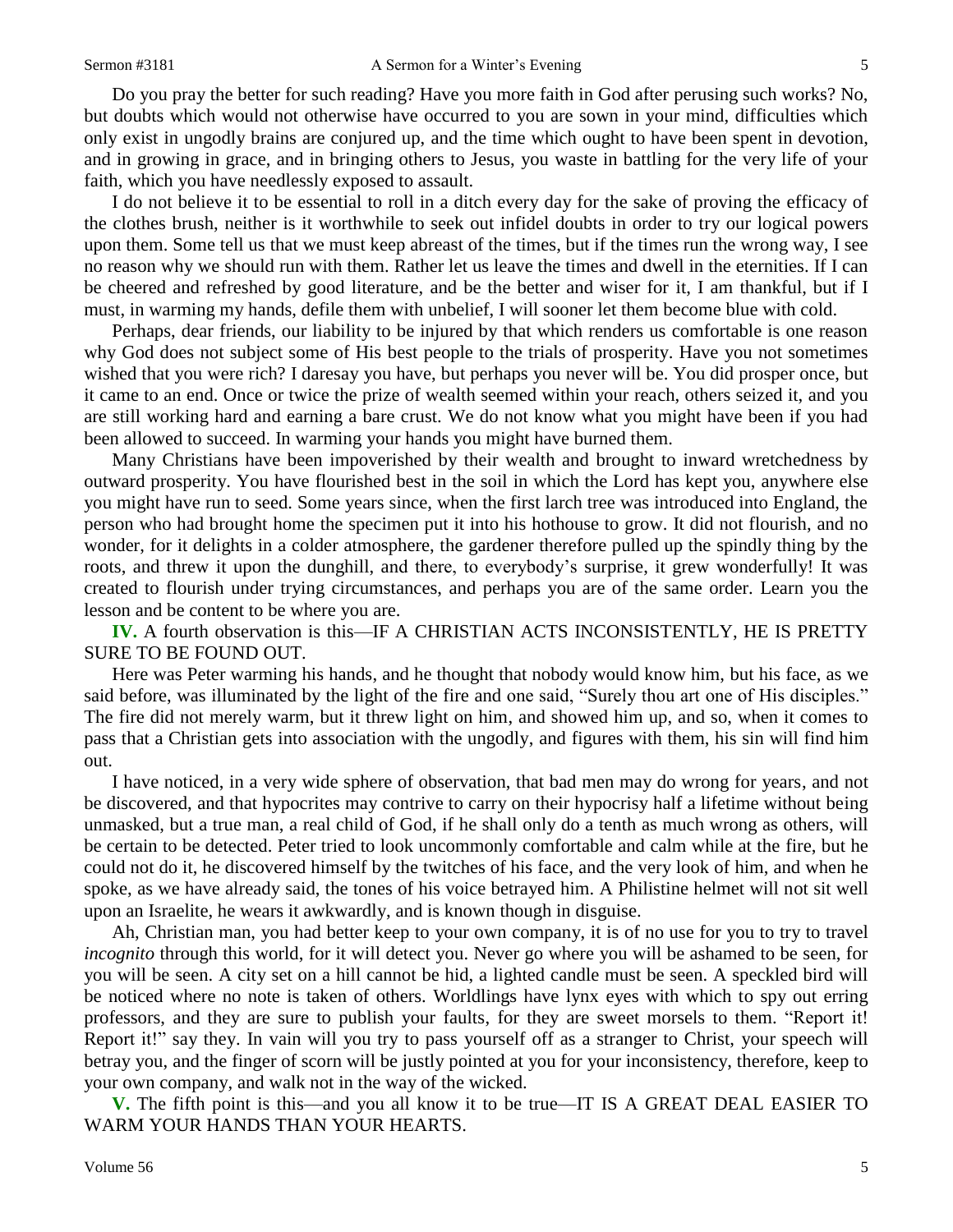Do you pray the better for such reading? Have you more faith in God after perusing such works? No, but doubts which would not otherwise have occurred to you are sown in your mind, difficulties which only exist in ungodly brains are conjured up, and the time which ought to have been spent in devotion, and in growing in grace, and in bringing others to Jesus, you waste in battling for the very life of your faith, which you have needlessly exposed to assault.

I do not believe it to be essential to roll in a ditch every day for the sake of proving the efficacy of the clothes brush, neither is it worthwhile to seek out infidel doubts in order to try our logical powers upon them. Some tell us that we must keep abreast of the times, but if the times run the wrong way, I see no reason why we should run with them. Rather let us leave the times and dwell in the eternities. If I can be cheered and refreshed by good literature, and be the better and wiser for it, I am thankful, but if I must, in warming my hands, defile them with unbelief, I will sooner let them become blue with cold.

Perhaps, dear friends, our liability to be injured by that which renders us comfortable is one reason why God does not subject some of His best people to the trials of prosperity. Have you not sometimes wished that you were rich? I daresay you have, but perhaps you never will be. You did prosper once, but it came to an end. Once or twice the prize of wealth seemed within your reach, others seized it, and you are still working hard and earning a bare crust. We do not know what you might have been if you had been allowed to succeed. In warming your hands you might have burned them.

Many Christians have been impoverished by their wealth and brought to inward wretchedness by outward prosperity. You have flourished best in the soil in which the Lord has kept you, anywhere else you might have run to seed. Some years since, when the first larch tree was introduced into England, the person who had brought home the specimen put it into his hothouse to grow. It did not flourish, and no wonder, for it delights in a colder atmosphere, the gardener therefore pulled up the spindly thing by the roots, and threw it upon the dunghill, and there, to everybody's surprise, it grew wonderfully! It was created to flourish under trying circumstances, and perhaps you are of the same order. Learn you the lesson and be content to be where you are.

**IV.** A fourth observation is this—IF A CHRISTIAN ACTS INCONSISTENTLY, HE IS PRETTY SURE TO BE FOUND OUT.

Here was Peter warming his hands, and he thought that nobody would know him, but his face, as we said before, was illuminated by the light of the fire and one said, "Surely thou art one of His disciples." The fire did not merely warm, but it threw light on him, and showed him up, and so, when it comes to pass that a Christian gets into association with the ungodly, and figures with them, his sin will find him out.

I have noticed, in a very wide sphere of observation, that bad men may do wrong for years, and not be discovered, and that hypocrites may contrive to carry on their hypocrisy half a lifetime without being unmasked, but a true man, a real child of God, if he shall only do a tenth as much wrong as others, will be certain to be detected. Peter tried to look uncommonly comfortable and calm while at the fire, but he could not do it, he discovered himself by the twitches of his face, and the very look of him, and when he spoke, as we have already said, the tones of his voice betrayed him. A Philistine helmet will not sit well upon an Israelite, he wears it awkwardly, and is known though in disguise.

Ah, Christian man, you had better keep to your own company, it is of no use for you to try to travel *incognito* through this world, for it will detect you. Never go where you will be ashamed to be seen, for you will be seen. A city set on a hill cannot be hid, a lighted candle must be seen. A speckled bird will be noticed where no note is taken of others. Worldlings have lynx eyes with which to spy out erring professors, and they are sure to publish your faults, for they are sweet morsels to them. "Report it! Report it!" say they. In vain will you try to pass yourself off as a stranger to Christ, your speech will betray you, and the finger of scorn will be justly pointed at you for your inconsistency, therefore, keep to your own company, and walk not in the way of the wicked.

**V.** The fifth point is this—and you all know it to be true—IT IS A GREAT DEAL EASIER TO WARM YOUR HANDS THAN YOUR HEARTS.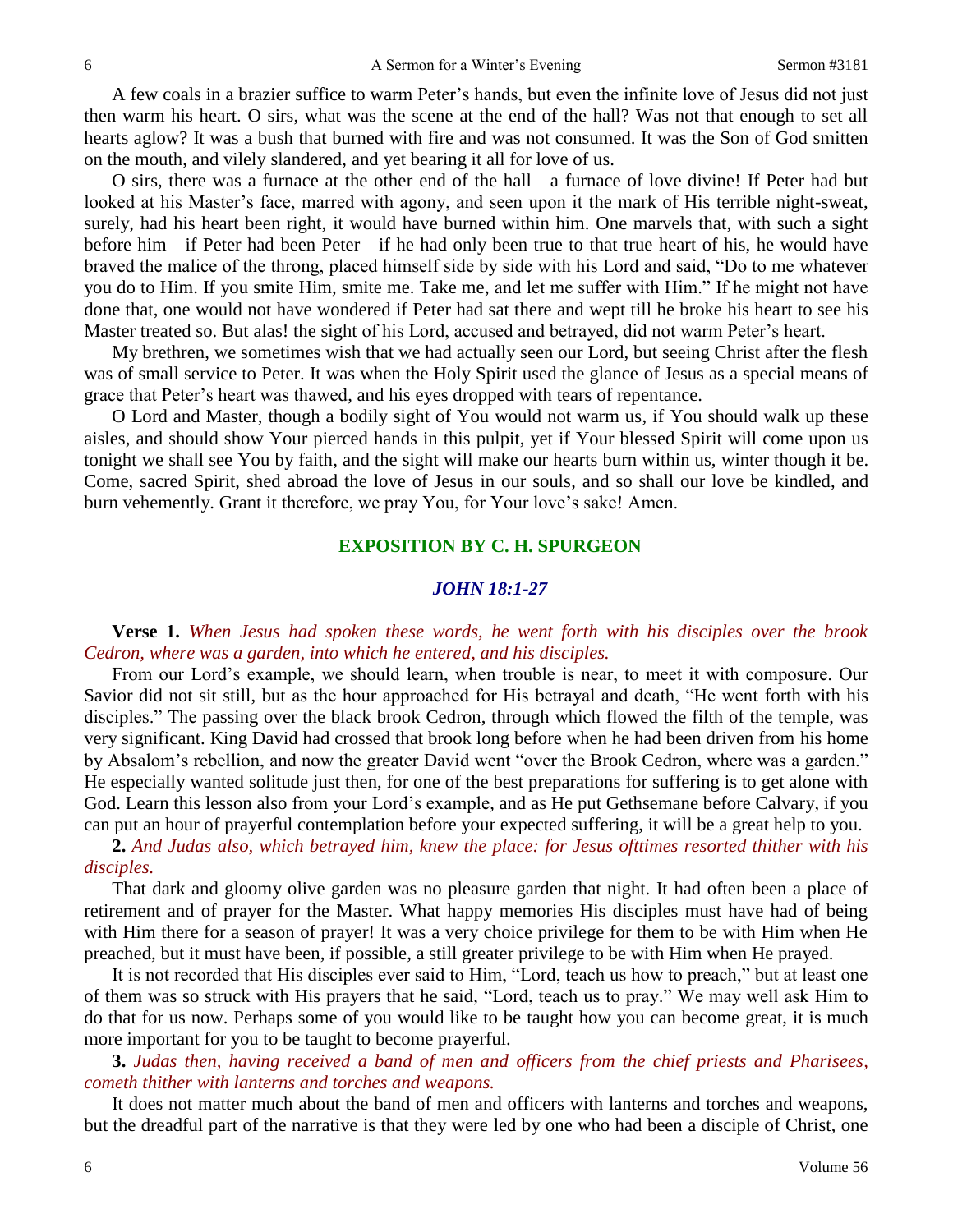A few coals in a brazier suffice to warm Peter's hands, but even the infinite love of Jesus did not just then warm his heart. O sirs, what was the scene at the end of the hall? Was not that enough to set all hearts aglow? It was a bush that burned with fire and was not consumed. It was the Son of God smitten on the mouth, and vilely slandered, and yet bearing it all for love of us.

O sirs, there was a furnace at the other end of the hall—a furnace of love divine! If Peter had but looked at his Master's face, marred with agony, and seen upon it the mark of His terrible night-sweat, surely, had his heart been right, it would have burned within him. One marvels that, with such a sight before him—if Peter had been Peter—if he had only been true to that true heart of his, he would have braved the malice of the throng, placed himself side by side with his Lord and said, "Do to me whatever you do to Him. If you smite Him, smite me. Take me, and let me suffer with Him." If he might not have done that, one would not have wondered if Peter had sat there and wept till he broke his heart to see his Master treated so. But alas! the sight of his Lord, accused and betrayed, did not warm Peter's heart.

My brethren, we sometimes wish that we had actually seen our Lord, but seeing Christ after the flesh was of small service to Peter. It was when the Holy Spirit used the glance of Jesus as a special means of grace that Peter's heart was thawed, and his eyes dropped with tears of repentance.

O Lord and Master, though a bodily sight of You would not warm us, if You should walk up these aisles, and should show Your pierced hands in this pulpit, yet if Your blessed Spirit will come upon us tonight we shall see You by faith, and the sight will make our hearts burn within us, winter though it be. Come, sacred Spirit, shed abroad the love of Jesus in our souls, and so shall our love be kindled, and burn vehemently. Grant it therefore, we pray You, for Your love's sake! Amen.

## EXPOSITION BY C. H. SPURGEON

### *JOHN 18:1-27*

**Verse 1.** *When Jesus had spoken these words, he went forth with his disciples over the brook Cedron, where was a garden, into which he entered, and his disciples.*

From our Lord's example, we should learn, when trouble is near, to meet it with composure. Our Savior did not sit still, but as the hour approached for His betrayal and death, "He went forth with his disciples." The passing over the black brook Cedron, through which flowed the filth of the temple, was very significant. King David had crossed that brook long before when he had been driven from his home by Absalom's rebellion, and now the greater David went "over the Brook Cedron, where was a garden." He especially wanted solitude just then, for one of the best preparations for suffering is to get alone with God. Learn this lesson also from your Lord's example, and as He put Gethsemane before Calvary, if you can put an hour of prayerful contemplation before your expected suffering, it will be a great help to you.

**2.** *And Judas also, which betrayed him, knew the place: for Jesus ofttimes resorted thither with his disciples.*

That dark and gloomy olive garden was no pleasure garden that night. It had often been a place of retirement and of prayer for the Master. What happy memories His disciples must have had of being with Him there for a season of prayer! It was a very choice privilege for them to be with Him when He preached, but it must have been, if possible, a still greater privilege to be with Him when He prayed.

It is not recorded that His disciples ever said to Him, "Lord, teach us how to preach," but at least one of them was so struck with His prayers that he said, "Lord, teach us to pray." We may well ask Him to do that for us now. Perhaps some of you would like to be taught how you can become great, it is much more important for you to be taught to become prayerful.

**3.** *Judas then, having received a band of men and officers from the chief priests and Pharisees, cometh thither with lanterns and torches and weapons.*

It does not matter much about the band of men and officers with lanterns and torches and weapons, but the dreadful part of the narrative is that they were led by one who had been a disciple of Christ, one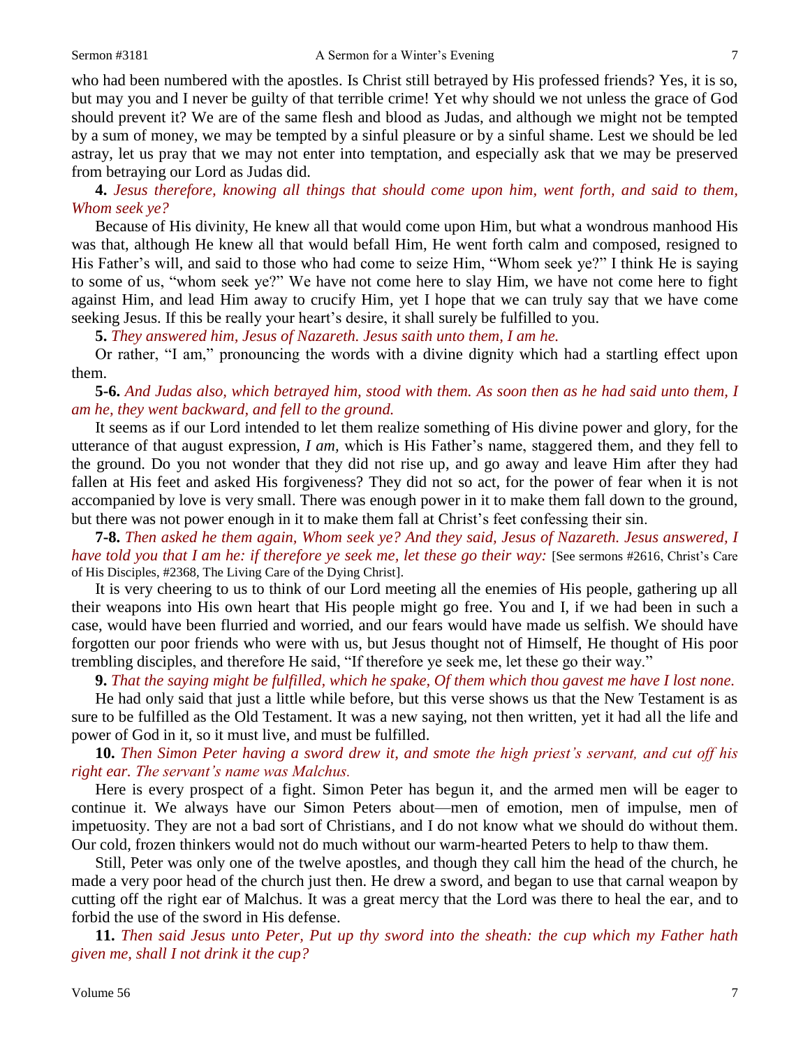who had been numbered with the apostles. Is Christ still betrayed by His professed friends? Yes, it is so, but may you and I never be guilty of that terrible crime! Yet why should we not unless the grace of God should prevent it? We are of the same flesh and blood as Judas, and although we might not be tempted by a sum of money, we may be tempted by a sinful pleasure or by a sinful shame. Lest we should be led astray, let us pray that we may not enter into temptation, and especially ask that we may be preserved from betraying our Lord as Judas did.

**4.** *Jesus therefore, knowing all things that should come upon him, went forth, and said to them, Whom seek ye?*

Because of His divinity, He knew all that would come upon Him, but what a wondrous manhood His was that, although He knew all that would befall Him, He went forth calm and composed, resigned to His Father's will, and said to those who had come to seize Him, "Whom seek ye?" I think He is saying to some of us, "whom seek ye?" We have not come here to slay Him, we have not come here to fight against Him, and lead Him away to crucify Him, yet I hope that we can truly say that we have come seeking Jesus. If this be really your heart's desire, it shall surely be fulfilled to you.

**5.** *They answered him, Jesus of Nazareth. Jesus saith unto them, I am he.*

Or rather, "I am," pronouncing the words with a divine dignity which had a startling effect upon them.

**5-6.** *And Judas also, which betrayed him, stood with them. As soon then as he had said unto them, I am he, they went backward, and fell to the ground.*

It seems as if our Lord intended to let them realize something of His divine power and glory, for the utterance of that august expression, *I am,* which is His Father's name, staggered them, and they fell to the ground. Do you not wonder that they did not rise up, and go away and leave Him after they had fallen at His feet and asked His forgiveness? They did not so act, for the power of fear when it is not accompanied by love is very small. There was enough power in it to make them fall down to the ground, but there was not power enough in it to make them fall at Christ's feet confessing their sin.

**7-8.** *Then asked he them again, Whom seek ye? And they said, Jesus of Nazareth. Jesus answered, I have told you that I am he: if therefore ye seek me, let these go their way:* [See sermons #2616, Christ's Care of His Disciples, #2368, The Living Care of the Dying Christ].

It is very cheering to us to think of our Lord meeting all the enemies of His people, gathering up all their weapons into His own heart that His people might go free. You and I, if we had been in such a case, would have been flurried and worried, and our fears would have made us selfish. We should have forgotten our poor friends who were with us, but Jesus thought not of Himself, He thought of His poor trembling disciples, and therefore He said, "If therefore ye seek me, let these go their way."

**9.** *That the saying might be fulfilled, which he spake, Of them which thou gavest me have I lost none.*

He had only said that just a little while before, but this verse shows us that the New Testament is as sure to be fulfilled as the Old Testament. It was a new saying, not then written, yet it had all the life and power of God in it, so it must live, and must be fulfilled.

**10.** *Then Simon Peter having a sword drew it, and smote the high priest's servant, and cut off his right ear. The servant's name was Malchus.*

Here is every prospect of a fight. Simon Peter has begun it, and the armed men will be eager to continue it. We always have our Simon Peters about—men of emotion, men of impulse, men of impetuosity. They are not a bad sort of Christians, and I do not know what we should do without them. Our cold, frozen thinkers would not do much without our warm-hearted Peters to help to thaw them.

Still, Peter was only one of the twelve apostles, and though they call him the head of the church, he made a very poor head of the church just then. He drew a sword, and began to use that carnal weapon by cutting off the right ear of Malchus. It was a great mercy that the Lord was there to heal the ear, and to forbid the use of the sword in His defense.

**11.** *Then said Jesus unto Peter, Put up thy sword into the sheath: the cup which my Father hath given me, shall I not drink it the cup?*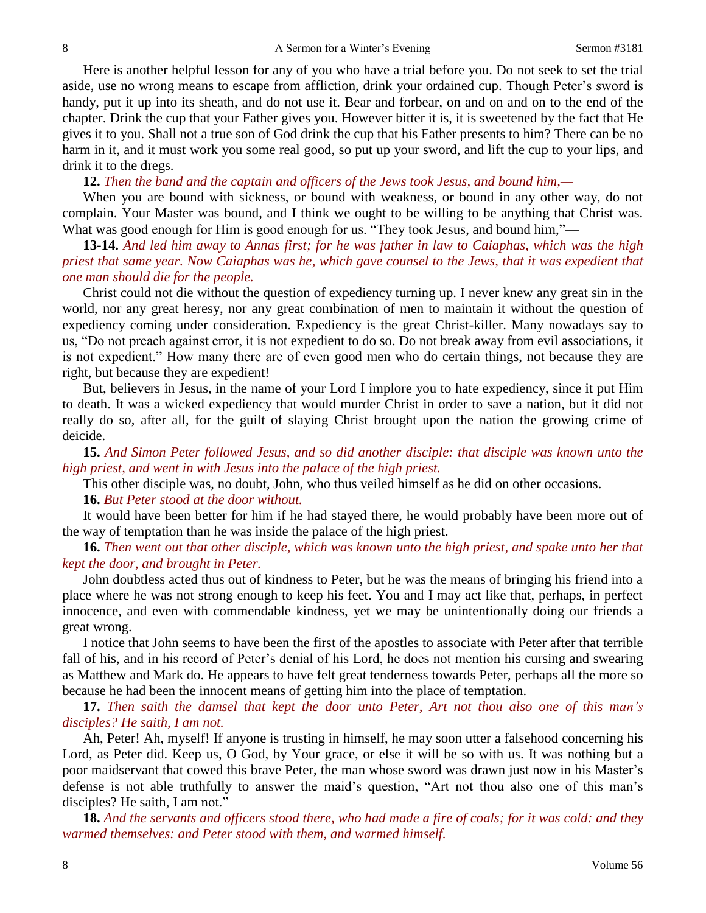Here is another helpful lesson for any of you who have a trial before you. Do not seek to set the trial aside, use no wrong means to escape from affliction, drink your ordained cup. Though Peter's sword is handy, put it up into its sheath, and do not use it. Bear and forbear, on and on and on to the end of the chapter. Drink the cup that your Father gives you. However bitter it is, it is sweetened by the fact that He gives it to you. Shall not a true son of God drink the cup that his Father presents to him? There can be no harm in it, and it must work you some real good, so put up your sword, and lift the cup to your lips, and drink it to the dregs.

**12.** *Then the band and the captain and officers of the Jews took Jesus, and bound him,—*

When you are bound with sickness, or bound with weakness, or bound in any other way, do not complain. Your Master was bound, and I think we ought to be willing to be anything that Christ was. What was good enough for Him is good enough for us. "They took Jesus, and bound him,"—

**13-14.** *And led him away to Annas first; for he was father in law to Caiaphas, which was the high priest that same year. Now Caiaphas was he, which gave counsel to the Jews, that it was expedient that one man should die for the people.*

Christ could not die without the question of expediency turning up. I never knew any great sin in the world, nor any great heresy, nor any great combination of men to maintain it without the question of expediency coming under consideration. Expediency is the great Christ-killer. Many nowadays say to us, "Do not preach against error, it is not expedient to do so. Do not break away from evil associations, it is not expedient." How many there are of even good men who do certain things, not because they are right, but because they are expedient!

But, believers in Jesus, in the name of your Lord I implore you to hate expediency, since it put Him to death. It was a wicked expediency that would murder Christ in order to save a nation, but it did not really do so, after all, for the guilt of slaying Christ brought upon the nation the growing crime of deicide.

**15.** *And Simon Peter followed Jesus, and so did another disciple: that disciple was known unto the high priest, and went in with Jesus into the palace of the high priest.*

This other disciple was, no doubt, John, who thus veiled himself as he did on other occasions.

**16.** *But Peter stood at the door without.*

It would have been better for him if he had stayed there, he would probably have been more out of the way of temptation than he was inside the palace of the high priest.

**16.** *Then went out that other disciple, which was known unto the high priest, and spake unto her that kept the door, and brought in Peter.*

John doubtless acted thus out of kindness to Peter, but he was the means of bringing his friend into a place where he was not strong enough to keep his feet. You and I may act like that, perhaps, in perfect innocence, and even with commendable kindness, yet we may be unintentionally doing our friends a great wrong.

I notice that John seems to have been the first of the apostles to associate with Peter after that terrible fall of his, and in his record of Peter's denial of his Lord, he does not mention his cursing and swearing as Matthew and Mark do. He appears to have felt great tenderness towards Peter, perhaps all the more so because he had been the innocent means of getting him into the place of temptation.

**17.** *Then saith the damsel that kept the door unto Peter, Art not thou also one of this man's disciples? He saith, I am not.*

Ah, Peter! Ah, myself! If anyone is trusting in himself, he may soon utter a falsehood concerning his Lord, as Peter did. Keep us, O God, by Your grace, or else it will be so with us. It was nothing but a poor maidservant that cowed this brave Peter, the man whose sword was drawn just now in his Master's defense is not able truthfully to answer the maid's question, "Art not thou also one of this man's disciples? He saith, I am not."

**18.** *And the servants and officers stood there, who had made a fire of coals; for it was cold: and they warmed themselves: and Peter stood with them, and warmed himself.*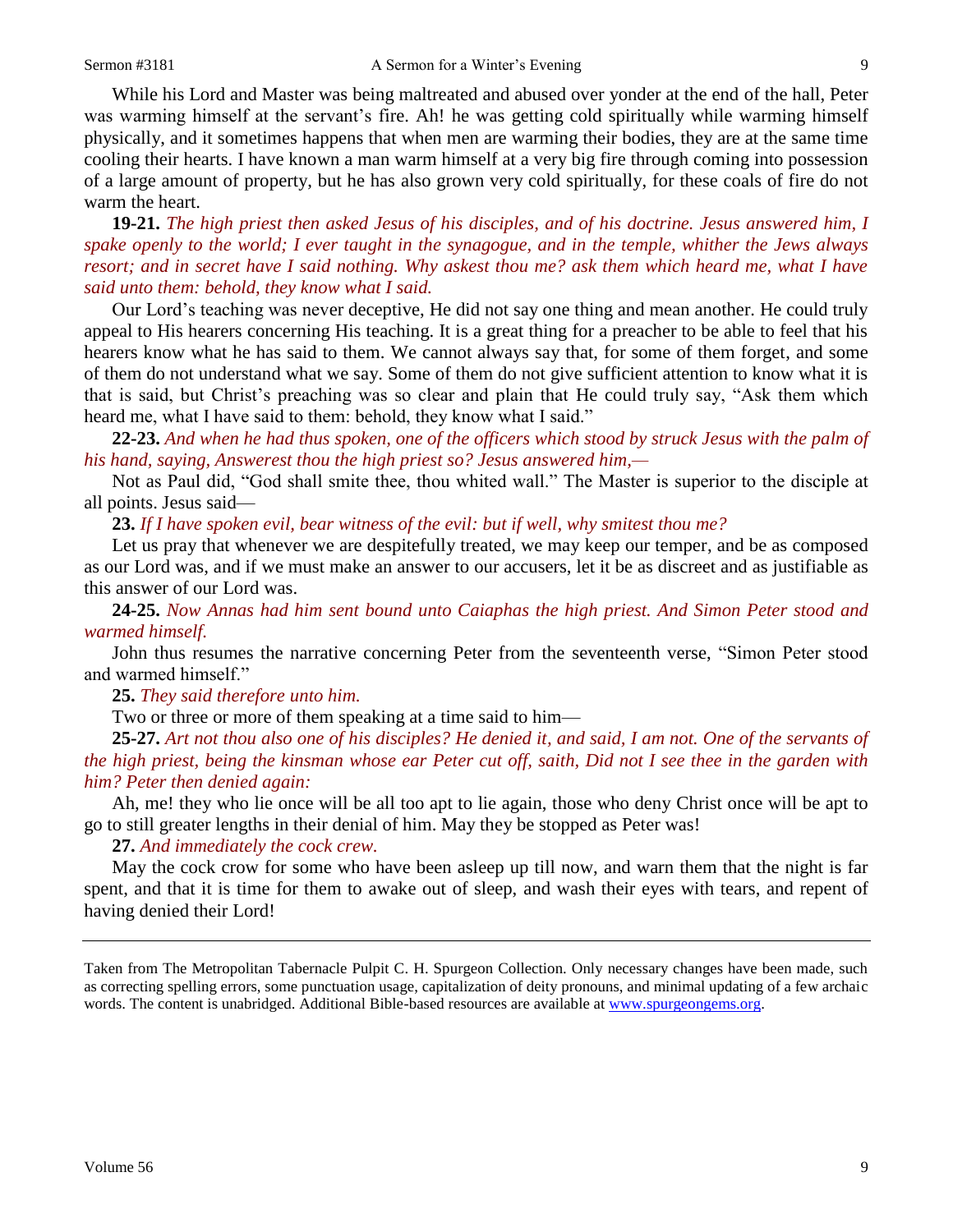While his Lord and Master was being maltreated and abused over yonder at the end of the hall, Peter was warming himself at the servant's fire. Ah! he was getting cold spiritually while warming himself physically, and it sometimes happens that when men are warming their bodies, they are at the same time cooling their hearts. I have known a man warm himself at a very big fire through coming into possession of a large amount of property, but he has also grown very cold spiritually, for these coals of fire do not warm the heart.

**19-21.** *The high priest then asked Jesus of his disciples, and of his doctrine. Jesus answered him, I spake openly to the world; I ever taught in the synagogue, and in the temple, whither the Jews always resort; and in secret have I said nothing. Why askest thou me? ask them which heard me, what I have said unto them: behold, they know what I said.*

Our Lord's teaching was never deceptive, He did not say one thing and mean another. He could truly appeal to His hearers concerning His teaching. It is a great thing for a preacher to be able to feel that his hearers know what he has said to them. We cannot always say that, for some of them forget, and some of them do not understand what we say. Some of them do not give sufficient attention to know what it is that is said, but Christ's preaching was so clear and plain that He could truly say, "Ask them which heard me, what I have said to them: behold, they know what I said."

**22-23.** *And when he had thus spoken, one of the officers which stood by struck Jesus with the palm of his hand, saying, Answerest thou the high priest so? Jesus answered him,—*

Not as Paul did, "God shall smite thee, thou whited wall." The Master is superior to the disciple at all points. Jesus said—

**23.** *If I have spoken evil, bear witness of the evil: but if well, why smitest thou me?*

Let us pray that whenever we are despitefully treated, we may keep our temper, and be as composed as our Lord was, and if we must make an answer to our accusers, let it be as discreet and as justifiable as this answer of our Lord was.

**24-25.** *Now Annas had him sent bound unto Caiaphas the high priest. And Simon Peter stood and warmed himself.*

John thus resumes the narrative concerning Peter from the seventeenth verse, "Simon Peter stood and warmed himself."

**25.** *They said therefore unto him.*

Two or three or more of them speaking at a time said to him—

**25-27.** *Art not thou also one of his disciples? He denied it, and said, I am not. One of the servants of the high priest, being the kinsman whose ear Peter cut off, saith, Did not I see thee in the garden with him? Peter then denied again:*

Ah, me! they who lie once will be all too apt to lie again, those who deny Christ once will be apt to go to still greater lengths in their denial of him. May they be stopped as Peter was!

**27.** *And immediately the cock crew.*

May the cock crow for some who have been asleep up till now, and warn them that the night is far spent, and that it is time for them to awake out of sleep, and wash their eyes with tears, and repent of having denied their Lord!

---

Taken from The Metropolitan Tabernacle Pulpit C. H. Spurgeon Collection. Only necessary changes have been made, such as correcting spelling errors, some punctuation usage, capitalization of deity pronouns, and minimal updating of a few archaic words. The content is unabridged. Additional Bible-based resources are available at www.spurgeongems.org.